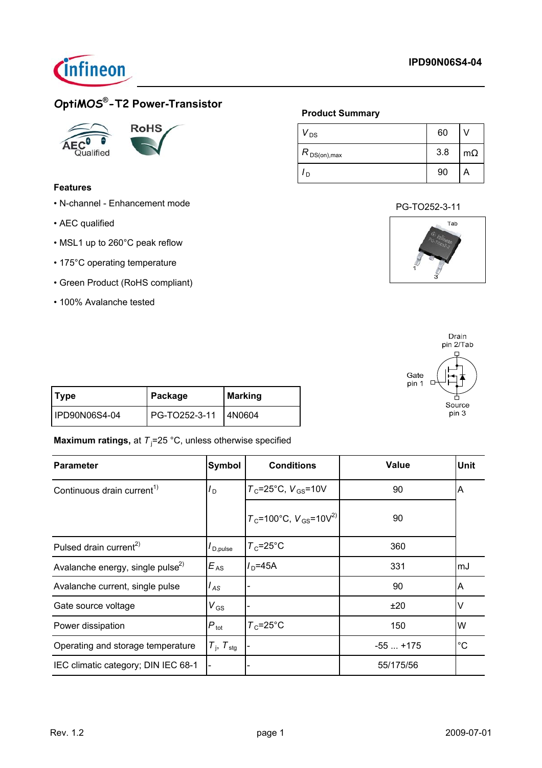# OptiMOS®-T2 Power-Transistor

AEC Qualified

RoHS

### Product Summary

| | | |
|---|---|---|
| $V_{DS}$ | 60 | V |
| $R_{DS(on),max}$ | 3.8 | mΩ |
| $I_D$ | 90 | A |

PG-TO252-3-11

### Features

- N-channel - Enhancement mode
- AEC qualified
- MSL1 up to 260°C peak reflow
- 175°C operating temperature
- Green Product (RoHS compliant)
- 100% Avalanche tested

Drain pin 2/Tab
Gate pin 1
Source pin 3

| Type | Package | Marking |
|---|---|---|
| IPD90N06S4-04 | PG-TO252-3-11 | 4N0604 |

**Maximum ratings,** at $T_j$=25 °C, unless otherwise specified

| Parameter | Symbol | Conditions | Value | Unit |
|---|---|---|---|---|
| Continuous drain current[1] | $I_D$ | $T_C$=25°C, $V_{GS}$=10V | 90 | A |
| | | $T_C$=100°C, $V_{GS}$=10V[2] | 90 | |
| Pulsed drain current[2] | $I_{D,pulse}$ | $T_C$=25°C | 360 | |
| Avalanche energy, single pulse[2] | $E_{AS}$ | $I_D$=45A | 331 | mJ |
| Avalanche current, single pulse | $I_{AS}$ | - | 90 | A |
| Gate source voltage | $V_{GS}$ | - | ±20 | V |
| Power dissipation | $P_{tot}$ | $T_C$=25°C | 150 | W |
| Operating and storage temperature | $T_j$, $T_{stg}$ | - | -55 ... +175 | °C |
| IEC climatic category; DIN IEC 68-1 | - | - | 55/175/56 | |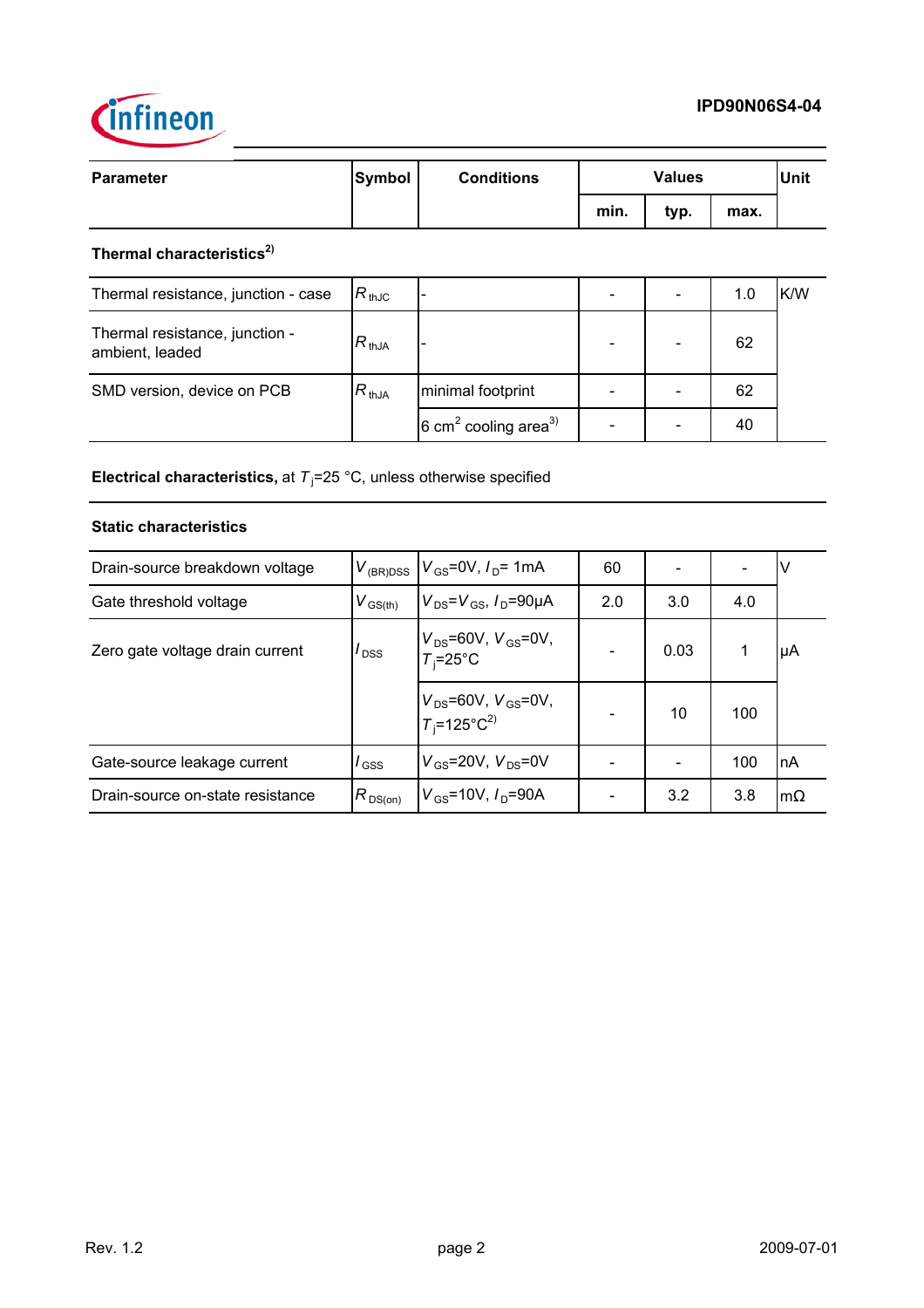| Parameter | Symbol | Conditions | Values | | | Unit |
|---|---|---|---|---|---|---|
| | | | min. | typ. | max. | |
| **Thermal characteristics**[2] | | | | | | |
| Thermal resistance, junction - case | $R_{thJC}$ | - | - | - | 1.0 | K/W |
| Thermal resistance, junction - ambient, leaded | $R_{thJA}$ | - | - | - | 62 | |
| SMD version, device on PCB | $R_{thJA}$ | minimal footprint | - | - | 62 | |
| | | 6 $cm^2$ cooling area[3] | - | - | 40 | |

**Electrical characteristics,** at $T_j$=25 °C, unless otherwise specified

| Parameter | Symbol | Conditions | min. | typ. | max. | Unit |
|---|---|---|---|---|---|---|
| **Static characteristics** | | | | | | |
| Drain-source breakdown voltage | $V_{(BR)DSS}$ | $V_{GS}$=0V, $I_D$= 1mA | 60 | - | - | V |
| Gate threshold voltage | $V_{GS(th)}$ | $V_{DS}$=$V_{GS}$, $I_D$=90µA | 2.0 | 3.0 | 4.0 | |
| Zero gate voltage drain current | $I_{DSS}$ | $V_{DS}$=60V, $V_{GS}$=0V, $T_j$=25°C | - | 0.03 | 1 | µA |
| | | $V_{DS}$=60V, $V_{GS}$=0V, $T_j$=125°C[2] | - | 10 | 100 | |
| Gate-source leakage current | $I_{GSS}$ | $V_{GS}$=20V, $V_{DS}$=0V | - | - | 100 | nA |
| Drain-source on-state resistance | $R_{DS(on)}$ | $V_{GS}$=10V, $I_D$=90A | - | 3.2 | 3.8 | mΩ |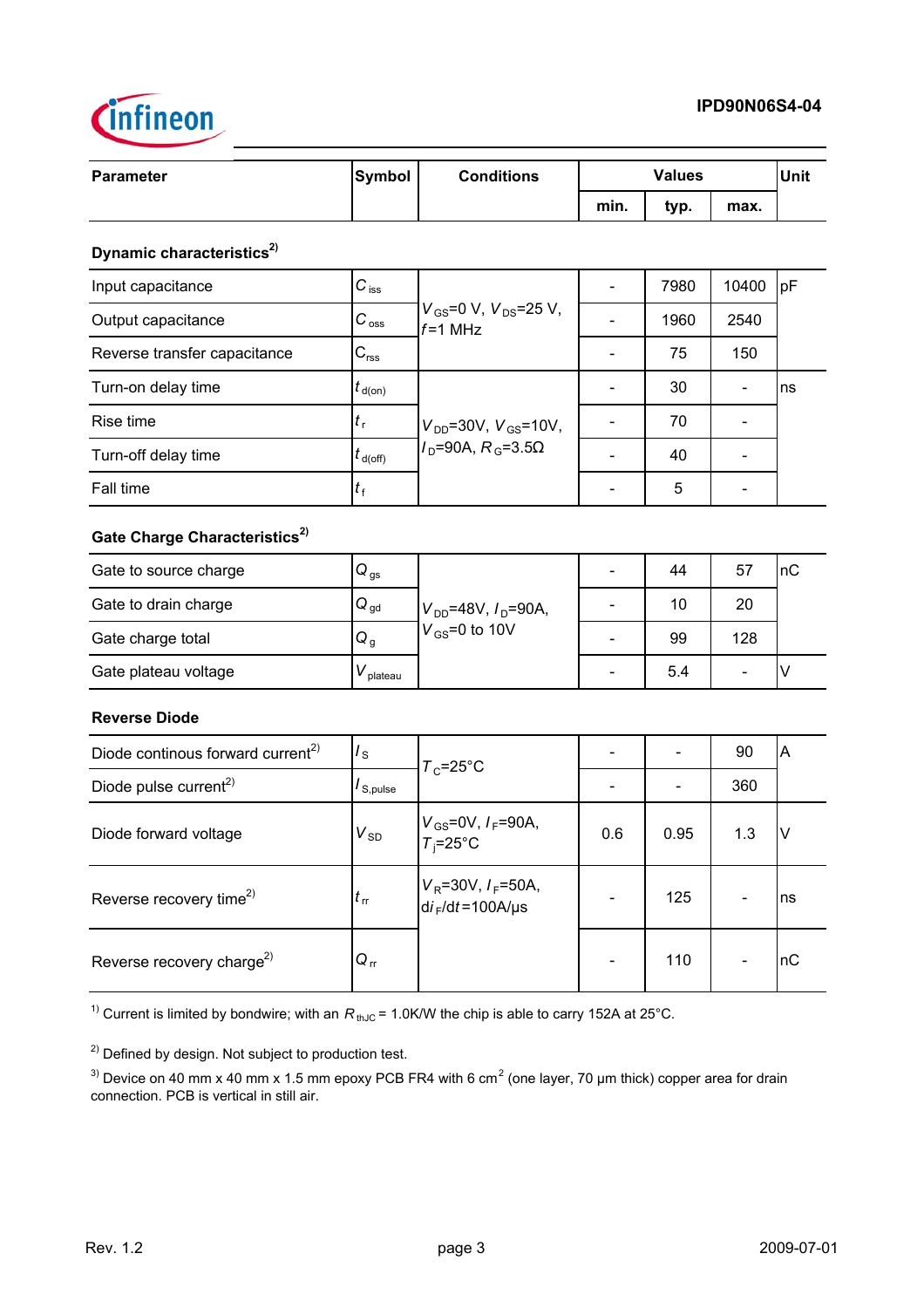| Parameter | Symbol | Conditions | Values | | | Unit |
|---|---|---|---|---|---|---|
| | | | min. | typ. | max. | |
| **Dynamic characteristics**[2] | | | | | | |
| Input capacitance | $C_{iss}$ | $V_{GS}$=0 V, $V_{DS}$=25 V, $f$=1 MHz | - | 7980 | 10400 | pF |
| Output capacitance | $C_{oss}$ | | - | 1960 | 2540 | |
| Reverse transfer capacitance | $C_{rss}$ | | - | 75 | 150 | |
| Turn-on delay time | $t_{d(on)}$ | $V_{DD}$=30V, $V_{GS}$=10V, $I_D$=90A, $R_G$=3.5Ω | - | 30 | - | ns |
| Rise time | $t_r$ | | - | 70 | - | |
| Turn-off delay time | $t_{d(off)}$ | | - | 40 | - | |
| Fall time | $t_f$ | | - | 5 | - | |
| **Gate Charge Characteristics**[2] | | | | | | |
| Gate to source charge | $Q_{gs}$ | $V_{DD}$=48V, $I_D$=90A, $V_{GS}$=0 to 10V | - | 44 | 57 | nC |
| Gate to drain charge | $Q_{gd}$ | | - | 10 | 20 | |
| Gate charge total | $Q_g$ | | - | 99 | 128 | |
| Gate plateau voltage | $V_{plateau}$ | | - | 5.4 | - | V |
| **Reverse Diode** | | | | | | |
| Diode continous forward current[2] | $I_S$ | $T_C$=25°C | - | - | 90 | A |
| Diode pulse current[2] | $I_{S,pulse}$ | | - | - | 360 | |
| Diode forward voltage | $V_{SD}$ | $V_{GS}$=0V, $I_F$=90A, $T_j$=25°C | 0.6 | 0.95 | 1.3 | V |
| Reverse recovery time[2] | $t_{rr}$ | $V_R$=30V, $I_F$=50A, $di_F/dt$=100A/µs | - | 125 | - | ns |
| Reverse recovery charge[2] | $Q_{rr}$ | | - | 110 | - | nC |

[1] Current is limited by bondwire; with an $R_{thJC}$ = 1.0K/W the chip is able to carry 152A at 25°C.

[2] Defined by design. Not subject to production test.

[3] Device on 40 mm x 40 mm x 1.5 mm epoxy PCB FR4 with 6 $cm^2$ (one layer, 70 µm thick) copper area for drain connection. PCB is vertical in still air.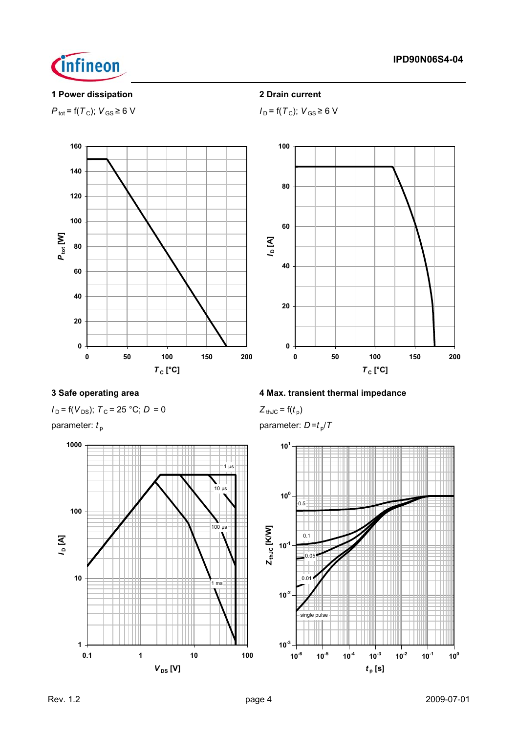### 1 Power dissipation

$P_{tot} = f(T_C)$; $V_{GS} \geq 6$ V

### 2 Drain current

$I_D = f(T_C)$; $V_{GS} \geq 6$ V

### 3 Safe operating area

$I_D = f(V_{DS})$; $T_C = 25$ °C; $D = 0$

parameter: $t_p$

### 4 Max. transient thermal impedance

$Z_{thJC} = f(t_p)$

parameter: $D = t_p/T$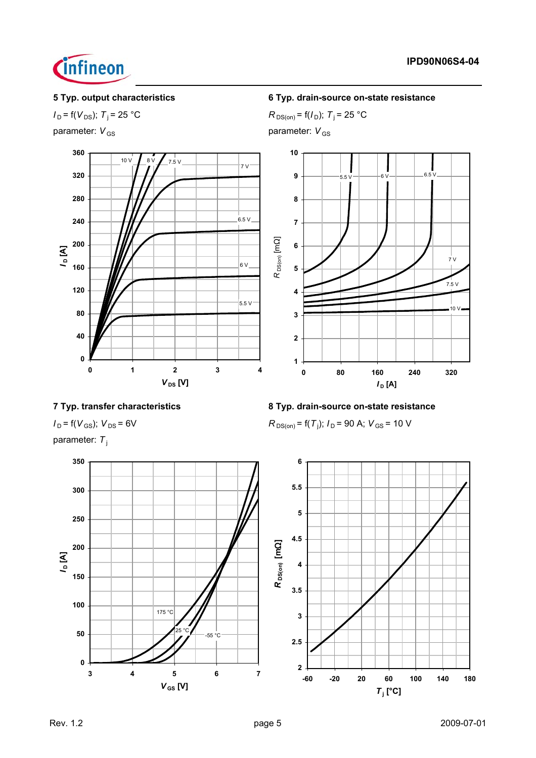## 5 Typ. output characteristics

$I_D = f(V_{DS})$; $T_j = 25\ °C$

parameter: $V_{GS}$

## 6 Typ. drain-source on-state resistance

$R_{DS(on)} = f(I_D)$; $T_j = 25\ °C$

parameter: $V_{GS}$

## 7 Typ. transfer characteristics

$I_D = f(V_{GS})$; $V_{DS} = 6V$

parameter: $T_j$

## 8 Typ. drain-source on-state resistance

$R_{DS(on)} = f(T_j)$; $I_D = 90\ A$; $V_{GS} = 10\ V$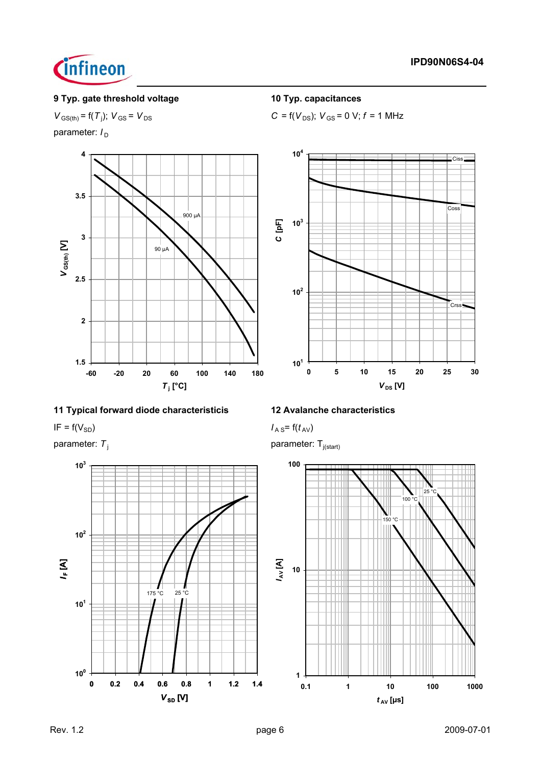### 9 Typ. gate threshold voltage

$V_{GS(th)} = f(T_j)$; $V_{GS} = V_{DS}$

parameter: $I_D$

### 10 Typ. capacitances

$C = f(V_{DS})$; $V_{GS} = 0$ V; $f = 1$ MHz

### 11 Typical forward diode characteristicis

IF = $f(V_{SD})$

parameter: $T_j$

### 12 Avalanche characteristics

$I_{AS} = f(t_{AV})$

parameter: $T_{j(start)}$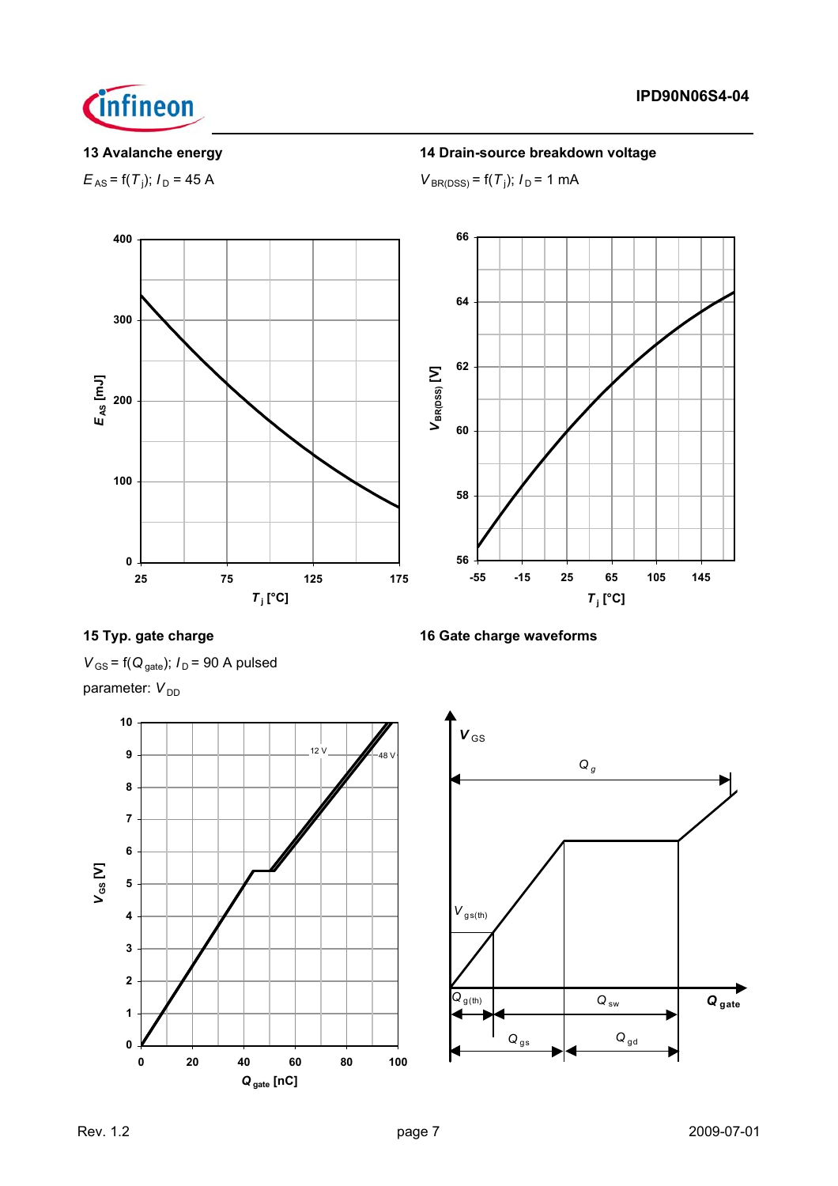### 13 Avalanche energy

$E_{AS} = f(T_j)$; $I_D = 45$ A

### 14 Drain-source breakdown voltage

$V_{BR(DSS)} = f(T_j)$; $I_D = 1$ mA

### 15 Typ. gate charge

$V_{GS} = f(Q_{gate})$; $I_D = 90$ A pulsed

parameter: $V_{DD}$

### 16 Gate charge waveforms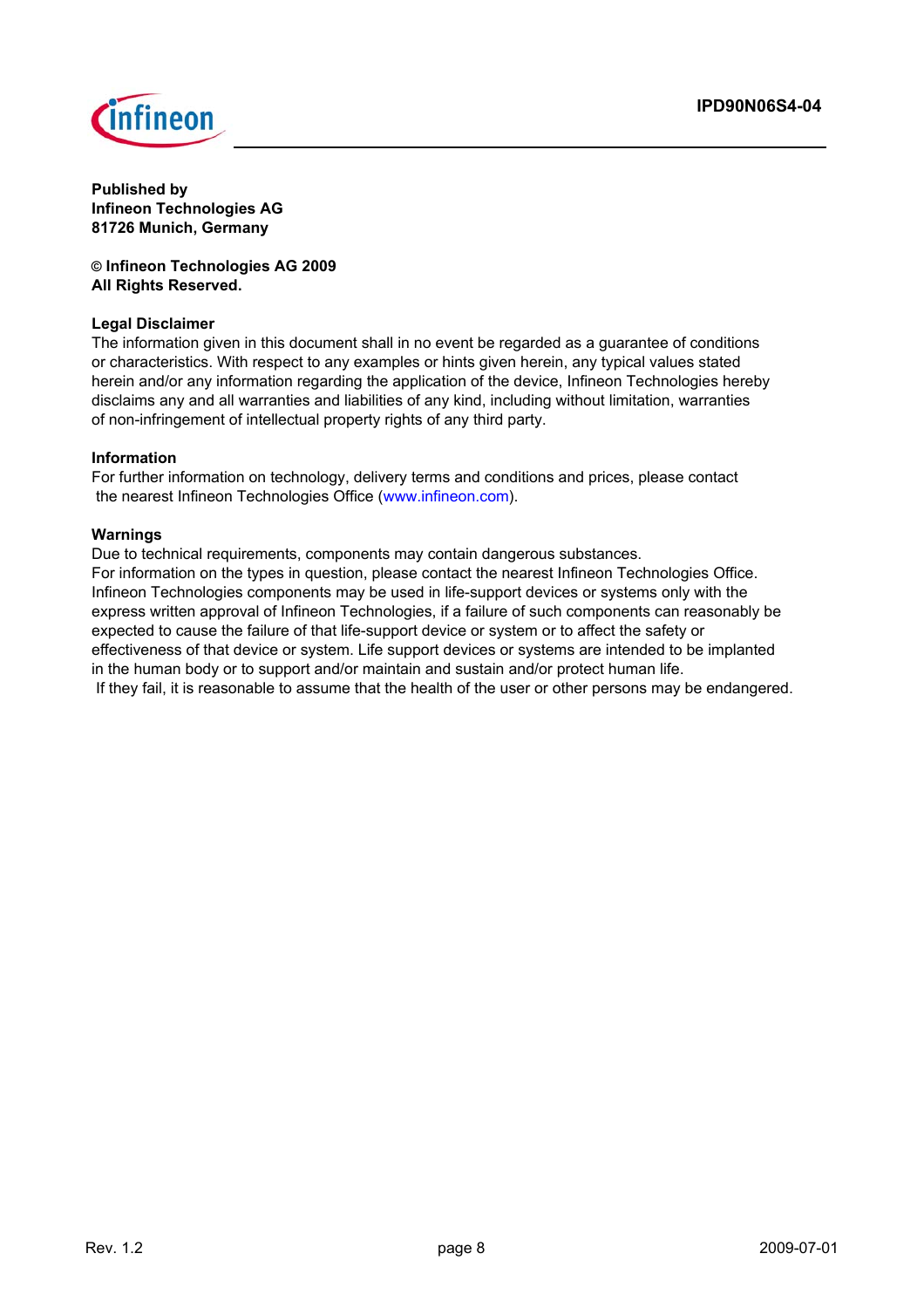**Published by**
**Infineon Technologies AG**
**81726 Munich, Germany**

**© Infineon Technologies AG 2009**
**All Rights Reserved.**

**Legal Disclaimer**
The information given in this document shall in no event be regarded as a guarantee of conditions or characteristics. With respect to any examples or hints given herein, any typical values stated herein and/or any information regarding the application of the device, Infineon Technologies hereby disclaims any and all warranties and liabilities of any kind, including without limitation, warranties of non-infringement of intellectual property rights of any third party.

**Information**
For further information on technology, delivery terms and conditions and prices, please contact the nearest Infineon Technologies Office (www.infineon.com).

**Warnings**
Due to technical requirements, components may contain dangerous substances.
For information on the types in question, please contact the nearest Infineon Technologies Office.
Infineon Technologies components may be used in life-support devices or systems only with the express written approval of Infineon Technologies, if a failure of such components can reasonably be expected to cause the failure of that life-support device or system or to affect the safety or effectiveness of that device or system. Life support devices or systems are intended to be implanted in the human body or to support and/or maintain and sustain and/or protect human life.
If they fail, it is reasonable to assume that the health of the user or other persons may be endangered.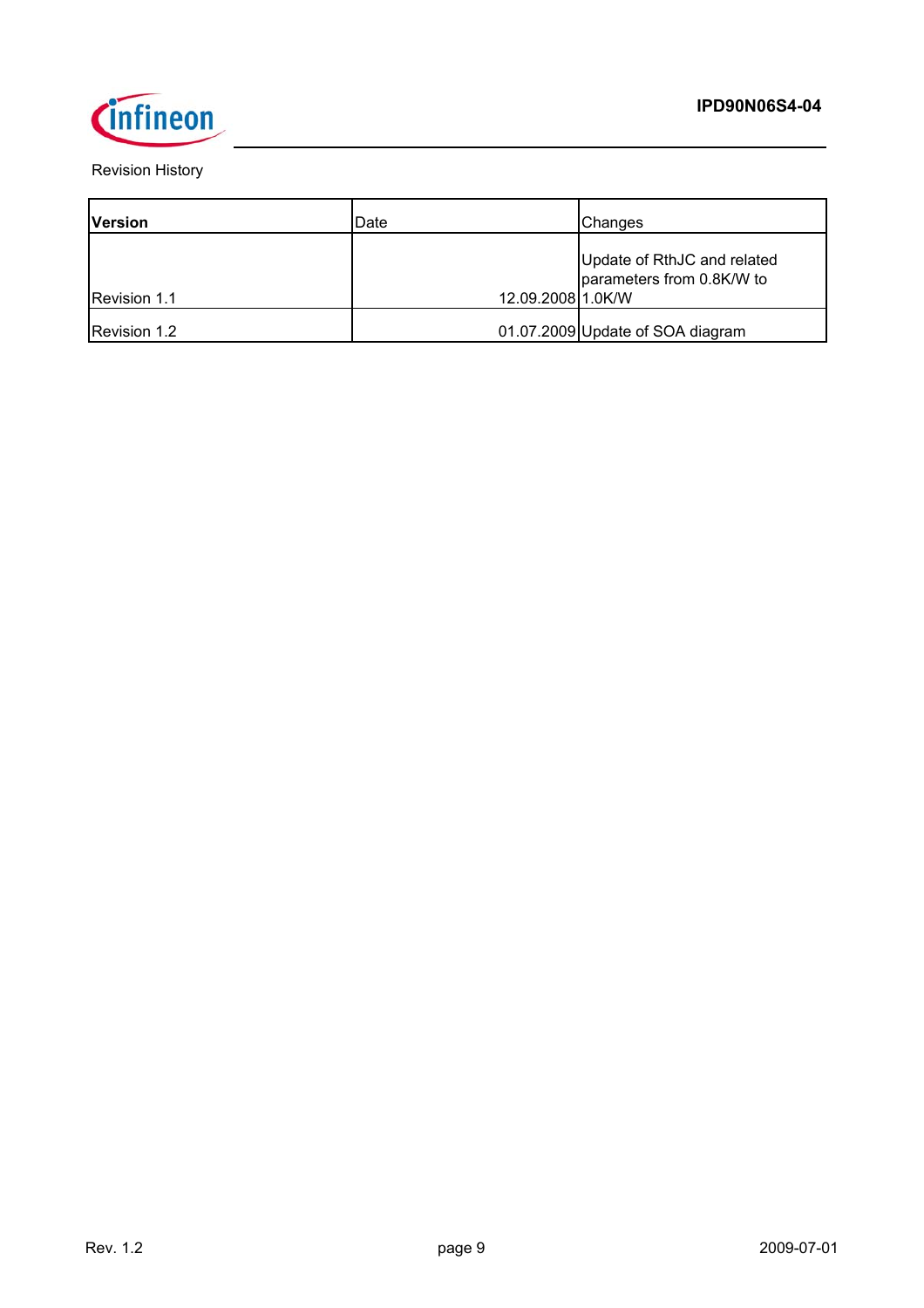Revision History

| **Version** | Date | Changes |
| --- | --- | --- |
| Revision 1.1 | 12.09.2008 | Update of RthJC and related parameters from 0.8K/W to 1.0K/W |
| Revision 1.2 | 01.07.2009 | Update of SOA diagram |